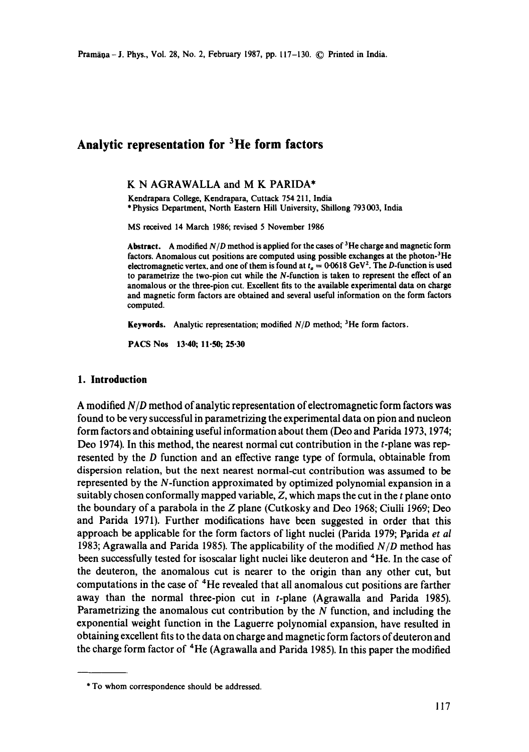# Analytic representation for $^3$He form factors

K N AGRAWALLA and M K PARIDA*

Kendrapara College, Kendrapara, Cuttack 754 211, India
*Physics Department, North Eastern Hill University, Shillong 793 003, India

MS received 14 March 1986; revised 5 November 1986

**Abstract.** A modified $N/D$ method is applied for the cases of $^3$He charge and magnetic form factors. Anomalous cut positions are computed using possible exchanges at the photon-$^3$He electromagnetic vertex. and one of them is found at $t_a = 0{\cdot}0618\ \mathrm{GeV}^2$. The $D$-function is used to parametrize the two-pion cut while the $N$-function is taken to represent the effect of an anomalous or the three-pion cut. Excellent fits to the available experimental data on charge and magnetic form factors are obtained and several useful information on the form factors computed.

**Keywords.** Analytic representation; modified $N/D$ method; $^3$He form factors.

**PACS Nos** 13·40; 11·50; 25·30

## 1. Introduction

A modified $N/D$ method of analytic representation of electromagnetic form factors was found to be very successful in parametrizing the experimental data on pion and nucleon form factors and obtaining useful information about them (Deo and Parida 1973, 1974; Deo 1974). In this method, the nearest normal cut contribution in the $t$-plane was represented by the $D$ function and an effective range type of formula, obtainable from dispersion relation, but the next nearest normal-cut contribution was assumed to be represented by the $N$-function approximated by optimized polynomial expansion in a suitably chosen conformally mapped variable, $Z$, which maps the cut in the $t$ plane onto the boundary of a parabola in the $Z$ plane (Cutkosky and Deo 1968; Ciulli 1969; Deo and Parida 1971). Further modifications have been suggested in order that this approach be applicable for the form factors of light nuclei (Parida 1979; Parida *et al* 1983; Agrawalla and Parida 1985). The applicability of the modified $N/D$ method has been successfully tested for isoscalar light nuclei like deuteron and $^4$He. In the case of the deuteron, the anomalous cut is nearer to the origin than any other cut, but computations in the case of $^4$He revealed that all anomalous cut positions are farther away than the normal three-pion cut in $t$-plane (Agrawalla and Parida 1985). Parametrizing the anomalous cut contribution by the $N$ function, and including the exponential weight function in the Laguerre polynomial expansion, have resulted in obtaining excellent fits to the data on charge and magnetic form factors of deuteron and the charge form factor of $^4$He (Agrawalla and Parida 1985). In this paper the modified

---

* To whom correspondence should be addressed.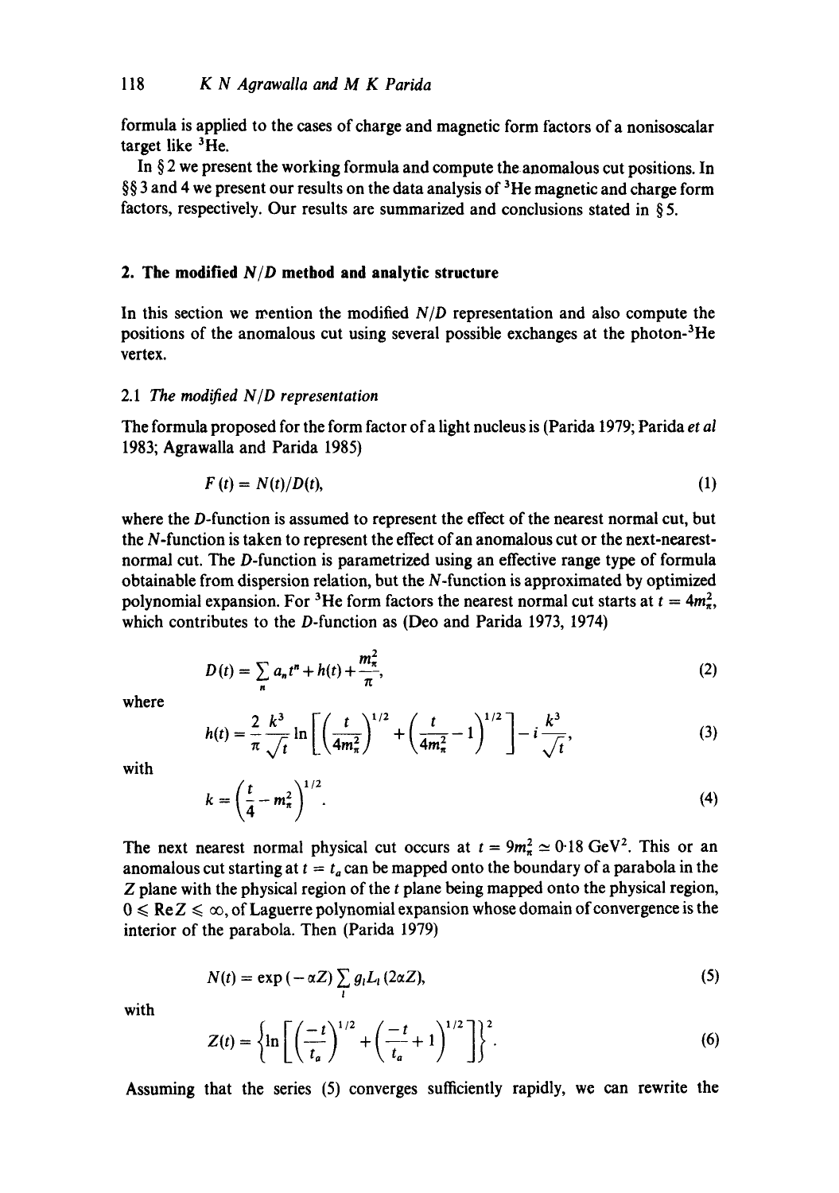formula is applied to the cases of charge and magnetic form factors of a nonisoscalar target like $^3$He.

In § 2 we present the working formula and compute the anomalous cut positions. In §§ 3 and 4 we present our results on the data analysis of $^3$He magnetic and charge form factors, respectively. Our results are summarized and conclusions stated in § 5.

## 2. The modified $N/D$ method and analytic structure

In this section we mention the modified $N/D$ representation and also compute the positions of the anomalous cut using several possible exchanges at the photon-$^3$He vertex.

### 2.1 *The modified $N/D$ representation*

The formula proposed for the form factor of a light nucleus is (Parida 1979; Parida *et al* 1983; Agrawalla and Parida 1985)

$$F(t) = N(t)/D(t), \tag{1}$$

where the $D$-function is assumed to represent the effect of the nearest normal cut, but the $N$-function is taken to represent the effect of an anomalous cut or the next-nearest-normal cut. The $D$-function is parametrized using an effective range type of formula obtainable from dispersion relation, but the $N$-function is approximated by optimized polynomial expansion. For $^3$He form factors the nearest normal cut starts at $t = 4m_\pi^2$, which contributes to the $D$-function as (Deo and Parida 1973, 1974)

$$D(t) = \sum_n a_n t^n + h(t) + \frac{m_\pi^2}{\pi}, \tag{2}$$

where

$$h(t) = \frac{2}{\pi}\frac{k^3}{\sqrt{t}} \ln\left[\left(\frac{t}{4m_\pi^2}\right)^{1/2} + \left(\frac{t}{4m_\pi^2} - 1\right)^{1/2}\right] - i\frac{k^3}{\sqrt{t}}, \tag{3}$$

with

$$k = \left(\frac{t}{4} - m_\pi^2\right)^{1/2}. \tag{4}$$

The next nearest normal physical cut occurs at $t = 9m_\pi^2 \simeq 0{\cdot}18\ \text{GeV}^2$. This or an anomalous cut starting at $t = t_a$ can be mapped onto the boundary of a parabola in the $Z$ plane with the physical region of the $t$ plane being mapped onto the physical region, $0 \leqslant \operatorname{Re} Z \leqslant \infty$, of Laguerre polynomial expansion whose domain of convergence is the interior of the parabola. Then (Parida 1979)

$$N(t) = \exp(-\alpha Z) \sum_l g_l L_l(2\alpha Z), \tag{5}$$

with

$$Z(t) = \left\{\ln\left[\left(\frac{-t}{t_a}\right)^{1/2} + \left(\frac{-t}{t_a} + 1\right)^{1/2}\right]\right\}^2. \tag{6}$$

Assuming that the series (5) converges sufficiently rapidly, we can rewrite the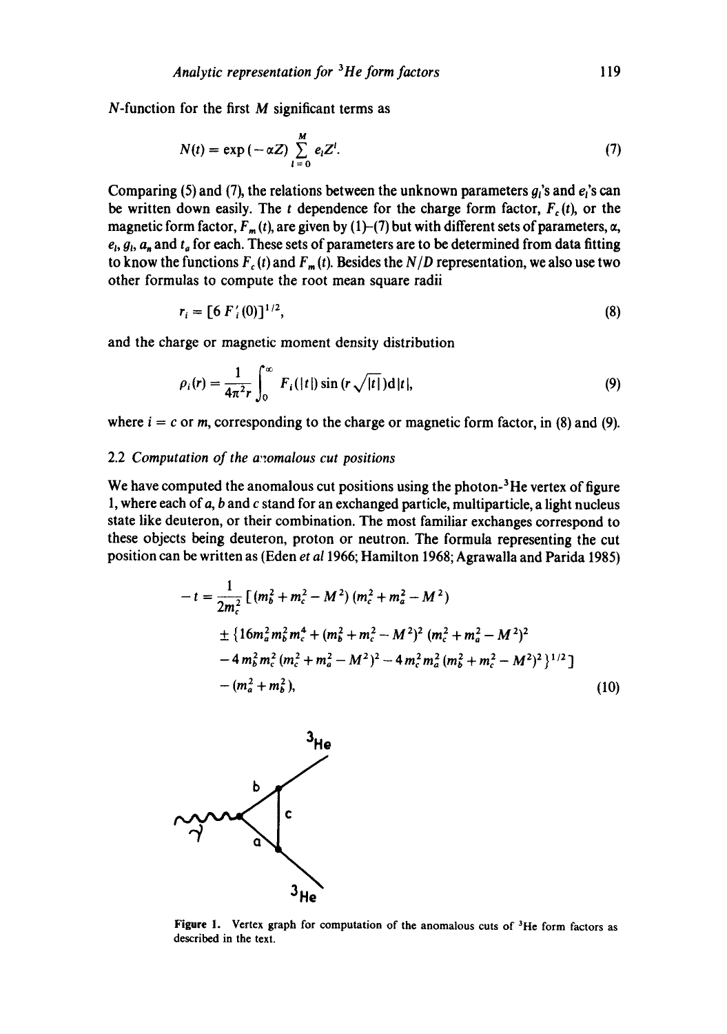$N$-function for the first $M$ significant terms as

$$N(t) = \exp(-\alpha Z) \sum_{l=0}^{M} e_l Z^l. \tag{7}$$

Comparing (5) and (7), the relations between the unknown parameters $g_l$'s and $e_l$'s can be written down easily. The $t$ dependence for the charge form factor, $F_c(t)$, or the magnetic form factor, $F_m(t)$, are given by (1)–(7) but with different sets of parameters, $\alpha$, $e_l$, $g_l$, $a_n$ and $t_a$ for each. These sets of parameters are to be determined from data fitting to know the functions $F_c(t)$ and $F_m(t)$. Besides the $N/D$ representation, we also use two other formulas to compute the root mean square radii

$$r_i = [6\,F_i'(0)]^{1/2}, \tag{8}$$

and the charge or magnetic moment density distribution

$$\rho_i(r) = \frac{1}{4\pi^2 r} \int_0^\infty F_i(|t|) \sin(r\sqrt{|t|})\,\mathrm{d}|t|, \tag{9}$$

where $i = c$ or $m$, corresponding to the charge or magnetic form factor, in (8) and (9).

### 2.2 *Computation of the anomalous cut positions*

We have computed the anomalous cut positions using the photon-$^3$He vertex of figure 1, where each of $a$, $b$ and $c$ stand for an exchanged particle, multiparticle, a light nucleus state like deuteron, or their combination. The most familiar exchanges correspond to these objects being deuteron, proton or neutron. The formula representing the cut position can be written as (Eden *et al* 1966; Hamilton 1968; Agrawalla and Parida 1985)

$$\begin{aligned}
-t = \frac{1}{2m_c^2} & [(m_b^2 + m_c^2 - M^2)(m_c^2 + m_a^2 - M^2) \\
& \pm \{16 m_a^2 m_b^2 m_c^4 + (m_b^2 + m_c^2 - M^2)^2 (m_c^2 + m_a^2 - M^2)^2 \\
& - 4 m_b^2 m_c^2 (m_c^2 + m_a^2 - M^2)^2 - 4 m_c^2 m_a^2 (m_b^2 + m_c^2 - M^2)^2\}^{1/2}] \\
& - (m_a^2 + m_b^2),
\end{aligned} \tag{10}$$

**Figure 1.** Vertex graph for computation of the anomalous cuts of $^3$He form factors as described in the text.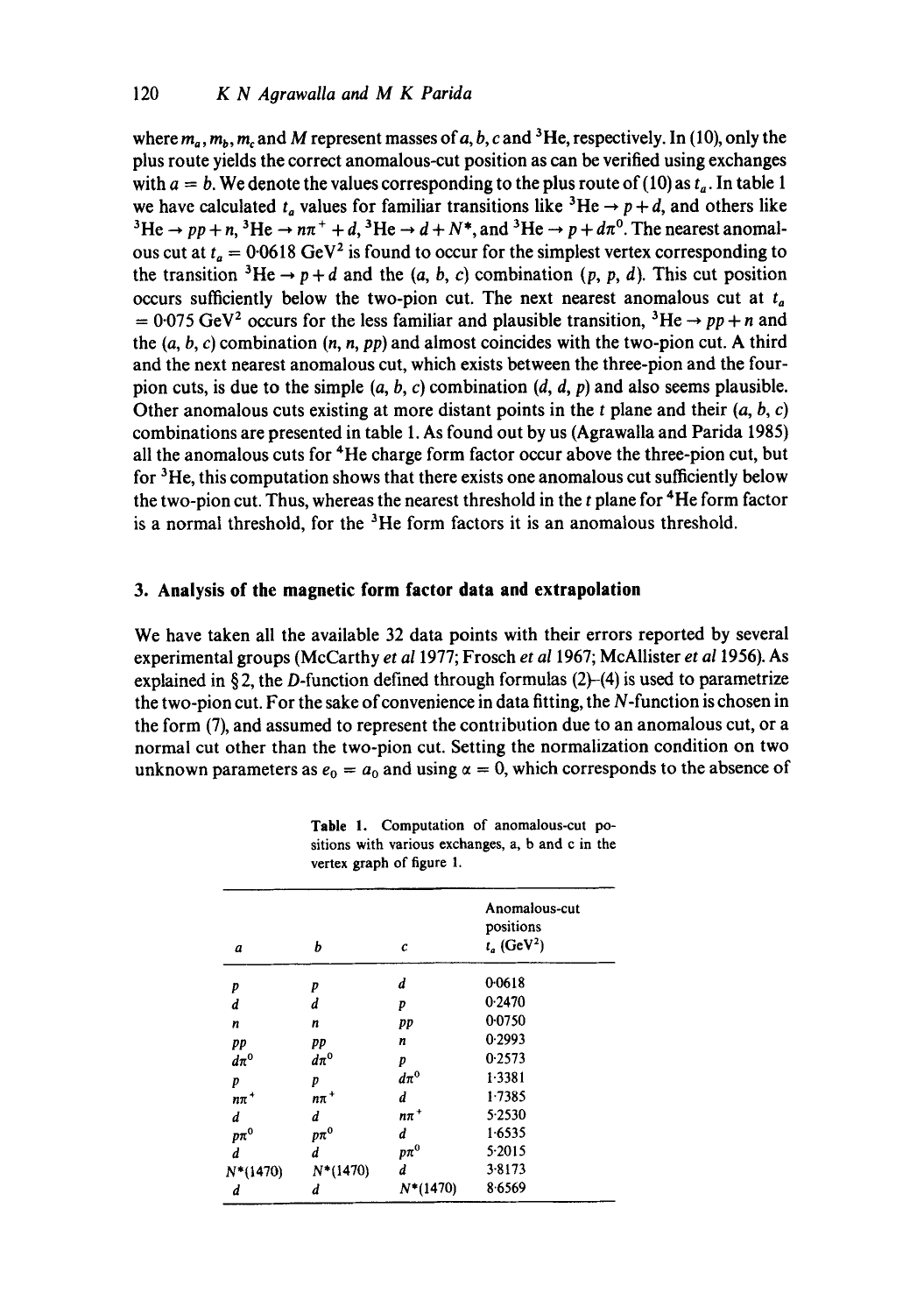where $m_a, m_b, m_c$ and $M$ represent masses of $a, b, c$ and $^3$He, respectively. In (10), only the plus route yields the correct anomalous-cut position as can be verified using exchanges with $a = b$. We denote the values corresponding to the plus route of (10) as $t_a$. In table 1 we have calculated $t_a$ values for familiar transitions like $^3\text{He} \rightarrow p + d$, and others like $^3\text{He} \rightarrow pp + n$, $^3\text{He} \rightarrow n\pi^+ + d$, $^3\text{He} \rightarrow d + N^*$, and $^3\text{He} \rightarrow p + d\pi^0$. The nearest anomalous cut at $t_a = 0.0618\ \text{GeV}^2$ is found to occur for the simplest vertex corresponding to the transition $^3\text{He} \rightarrow p + d$ and the $(a, b, c)$ combination $(p, p, d)$. This cut position occurs sufficiently below the two-pion cut. The next nearest anomalous cut at $t_a = 0.075\ \text{GeV}^2$ occurs for the less familiar and plausible transition, $^3\text{He} \rightarrow pp + n$ and the $(a, b, c)$ combination $(n, n, pp)$ and almost coincides with the two-pion cut. A third and the next nearest anomalous cut, which exists between the three-pion and the four-pion cuts, is due to the simple $(a, b, c)$ combination $(d, d, p)$ and also seems plausible. Other anomalous cuts existing at more distant points in the $t$ plane and their $(a, b, c)$ combinations are presented in table 1. As found out by us (Agrawalla and Parida 1985) all the anomalous cuts for $^4$He charge form factor occur above the three-pion cut, but for $^3$He, this computation shows that there exists one anomalous cut sufficiently below the two-pion cut. Thus, whereas the nearest threshold in the $t$ plane for $^4$He form factor is a normal threshold, for the $^3$He form factors it is an anomalous threshold.

## 3. Analysis of the magnetic form factor data and extrapolation

We have taken all the available 32 data points with their errors reported by several experimental groups (McCarthy *et al* 1977; Frosch *et al* 1967; McAllister *et al* 1956). As explained in § 2, the $D$-function defined through formulas (2)–(4) is used to parametrize the two-pion cut. For the sake of convenience in data fitting, the $N$-function is chosen in the form (7), and assumed to represent the contribution due to an anomalous cut, or a normal cut other than the two-pion cut. Setting the normalization condition on two unknown parameters as $e_0 = a_0$ and using $\alpha = 0$, which corresponds to the absence of

**Table 1.** Computation of anomalous-cut positions with various exchanges, a, b and c in the vertex graph of figure 1.

| $a$ | $b$ | $c$ | Anomalous-cut positions $t_a$ (GeV$^2$) |
|---|---|---|---|
| $p$ | $p$ | $d$ | 0·0618 |
| $d$ | $d$ | $p$ | 0·2470 |
| $n$ | $n$ | $pp$ | 0·0750 |
| $pp$ | $pp$ | $n$ | 0·2993 |
| $d\pi^0$ | $d\pi^0$ | $p$ | 0·2573 |
| $p$ | $p$ | $d\pi^0$ | 1·3381 |
| $n\pi^+$ | $n\pi^+$ | $d$ | 1·7385 |
| $d$ | $d$ | $n\pi^+$ | 5·2530 |
| $p\pi^0$ | $p\pi^0$ | $d$ | 1·6535 |
| $d$ | $d$ | $p\pi^0$ | 5·2015 |
| $N^*(1470)$ | $N^*(1470)$ | $d$ | 3·8173 |
| $d$ | $d$ | $N^*(1470)$ | 8·6569 |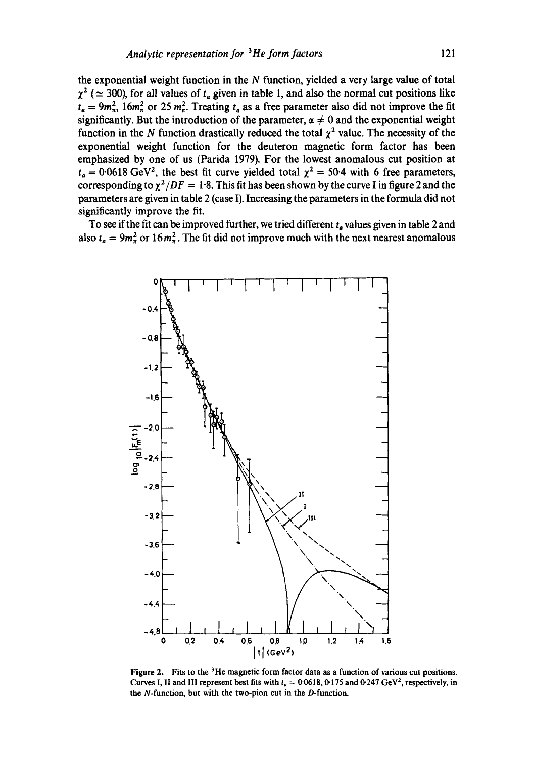the exponential weight function in the $N$ function, yielded a very large value of total $\chi^2$ ($\simeq 300$), for all values of $t_a$ given in table 1, and also the normal cut positions like $t_a = 9m_\pi^2$, $16m_\pi^2$ or $25\, m_\pi^2$. Treating $t_a$ as a free parameter also did not improve the fit significantly. But the introduction of the parameter, $\alpha \neq 0$ and the exponential weight function in the $N$ function drastically reduced the total $\chi^2$ value. The necessity of the exponential weight function for the deuteron magnetic form factor has been emphasized by one of us (Parida 1979). For the lowest anomalous cut position at $t_a = 0{\cdot}0618$ GeV$^2$, the best fit curve yielded total $\chi^2 = 50{\cdot}4$ with 6 free parameters, corresponding to $\chi^2/DF = 1{\cdot}8$. This fit has been shown by the curve I in figure 2 and the parameters are given in table 2 (case I). Increasing the parameters in the formula did not significantly improve the fit.

To see if the fit can be improved further, we tried different $t_a$ values given in table 2 and also $t_a = 9m_\pi^2$ or $16m_\pi^2$. The fit did not improve much with the next nearest anomalous

**Figure 2.** Fits to the $^3$He magnetic form factor data as a function of various cut positions. Curves I, II and III represent best fits with $t_a = 0{\cdot}0618$, $0{\cdot}175$ and $0{\cdot}247$ GeV$^2$, respectively, in the $N$-function, but with the two-pion cut in the $D$-function.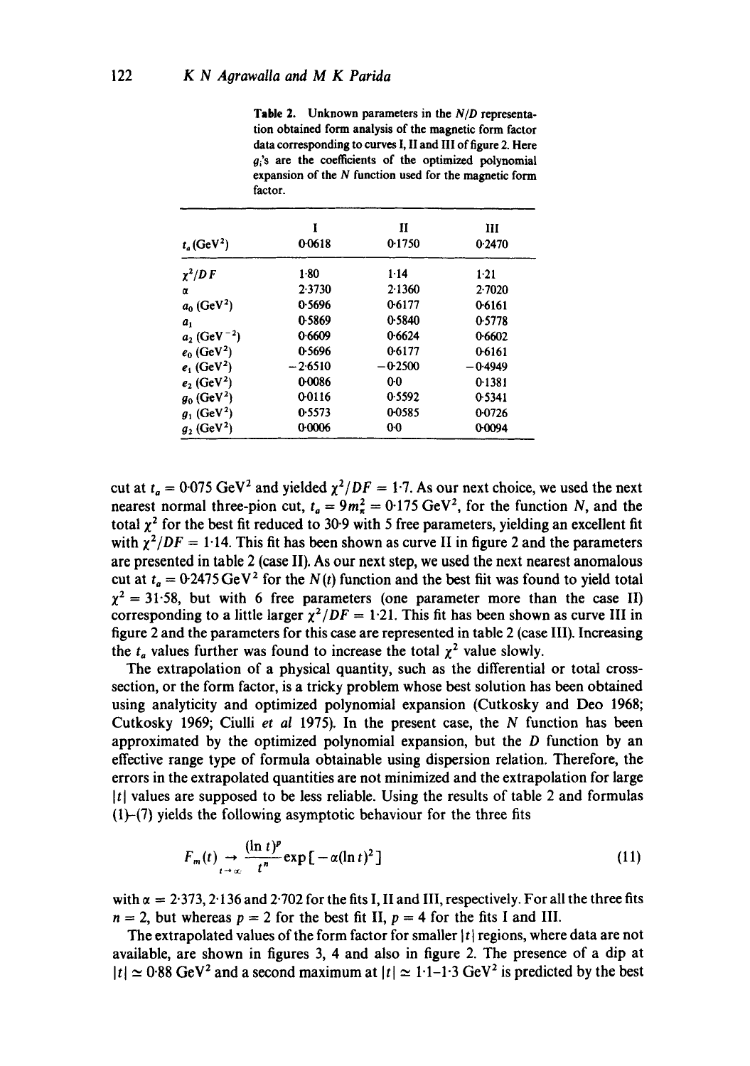**Table 2.** Unknown parameters in the $N/D$ representation obtained form analysis of the magnetic form factor data corresponding to curves I, II and III of figure 2. Here $g_i$'s are the coefficients of the optimized polynomial expansion of the $N$ function used for the magnetic form factor.

| | I | II | III |
|---|---|---|---|
| $t_a$ (GeV$^2$) | 0·0618 | 0·1750 | 0·2470 |
| $\chi^2/DF$ | 1·80 | 1·14 | 1·21 |
| $\alpha$ | 2·3730 | 2·1360 | 2·7020 |
| $a_0$ (GeV$^2$) | 0·5696 | 0·6177 | 0·6161 |
| $a_1$ | 0·5869 | 0·5840 | 0·5778 |
| $a_2$ (GeV$^{-2}$) | 0·6609 | 0·6624 | 0·6602 |
| $e_0$ (GeV$^2$) | 0·5696 | 0·6177 | 0·6161 |
| $e_1$ (GeV$^2$) | −2·6510 | −0·2500 | −0·4949 |
| $e_2$ (GeV$^2$) | 0·0086 | 0·0 | 0·1381 |
| $g_0$ (GeV$^2$) | 0·0116 | 0·5592 | 0·5341 |
| $g_1$ (GeV$^2$) | 0·5573 | 0·0585 | 0·0726 |
| $g_2$ (GeV$^2$) | 0·0006 | 0·0 | 0·0094 |

cut at $t_a = 0{\cdot}075$ GeV$^2$ and yielded $\chi^2/DF = 1{\cdot}7$. As our next choice, we used the next nearest normal three-pion cut, $t_a = 9m_\pi^2 = 0{\cdot}175$ GeV$^2$, for the function $N$, and the total $\chi^2$ for the best fit reduced to 30·9 with 5 free parameters, yielding an excellent fit with $\chi^2/DF = 1{\cdot}14$. This fit has been shown as curve II in figure 2 and the parameters are presented in table 2 (case II). As our next step, we used the next nearest anomalous cut at $t_a = 0{\cdot}2475$ GeV$^2$ for the $N(t)$ function and the best fiit was found to yield total $\chi^2 = 31{\cdot}58$, but with 6 free parameters (one parameter more than the case II) corresponding to a little larger $\chi^2/DF = 1{\cdot}21$. This fit has been shown as curve III in figure 2 and the parameters for this case are represented in table 2 (case III). Increasing the $t_a$ values further was found to increase the total $\chi^2$ value slowly.

The extrapolation of a physical quantity, such as the differential or total cross-section, or the form factor, is a tricky problem whose best solution has been obtained using analyticity and optimized polynomial expansion (Cutkosky and Deo 1968; Cutkosky 1969; Ciulli *et al* 1975). In the present case, the $N$ function has been approximated by the optimized polynomial expansion, but the $D$ function by an effective range type of formula obtainable using dispersion relation. Therefore, the errors in the extrapolated quantities are not minimized and the extrapolation for large $|t|$ values are supposed to be less reliable. Using the results of table 2 and formulas (1)–(7) yields the following asymptotic behaviour for the three fits

$$F_m(t) \underset{t\to\infty}{\rightarrow} \frac{(\ln t)^p}{t^n} \exp[-\alpha(\ln t)^2] \tag{11}$$

with $\alpha = 2{\cdot}373$, 2·136 and 2·702 for the fits I, II and III, respectively. For all the three fits $n = 2$, but whereas $p = 2$ for the best fit II, $p = 4$ for the fits I and III.

The extrapolated values of the form factor for smaller $|t|$ regions, where data are not available, are shown in figures 3, 4 and also in figure 2. The presence of a dip at $|t| \simeq 0{\cdot}88$ GeV$^2$ and a second maximum at $|t| \simeq 1{\cdot}1$–$1{\cdot}3$ GeV$^2$ is predicted by the best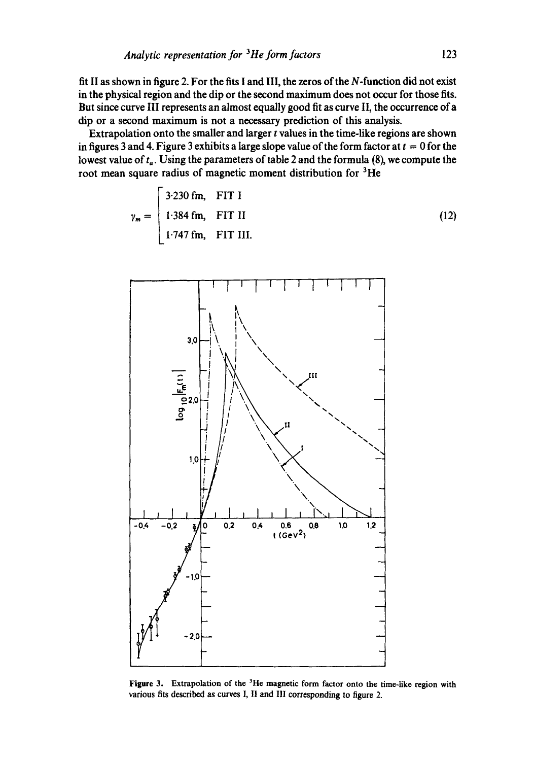fit II as shown in figure 2. For the fits I and III, the zeros of the $N$-function did not exist in the physical region and the dip or the second maximum does not occur for those fits. But since curve III represents an almost equally good fit as curve II, the occurrence of a dip or a second maximum is not a necessary prediction of this analysis.

Extrapolation onto the smaller and larger $t$ values in the time-like regions are shown in figures 3 and 4. Figure 3 exhibits a large slope value of the form factor at $t = 0$ for the lowest value of $t_a$. Using the parameters of table 2 and the formula (8), we compute the root mean square radius of magnetic moment distribution for $^3$He

$$\gamma_m = \begin{cases} 3{\cdot}230\ \text{fm}, & \text{FIT I} \\ 1{\cdot}384\ \text{fm}, & \text{FIT II} \\ 1{\cdot}747\ \text{fm}, & \text{FIT III.} \end{cases} \tag{12}$$

Figure 3. Extrapolation of the $^3$He magnetic form factor onto the time-like region with various fits described as curves I, II and III corresponding to figure 2.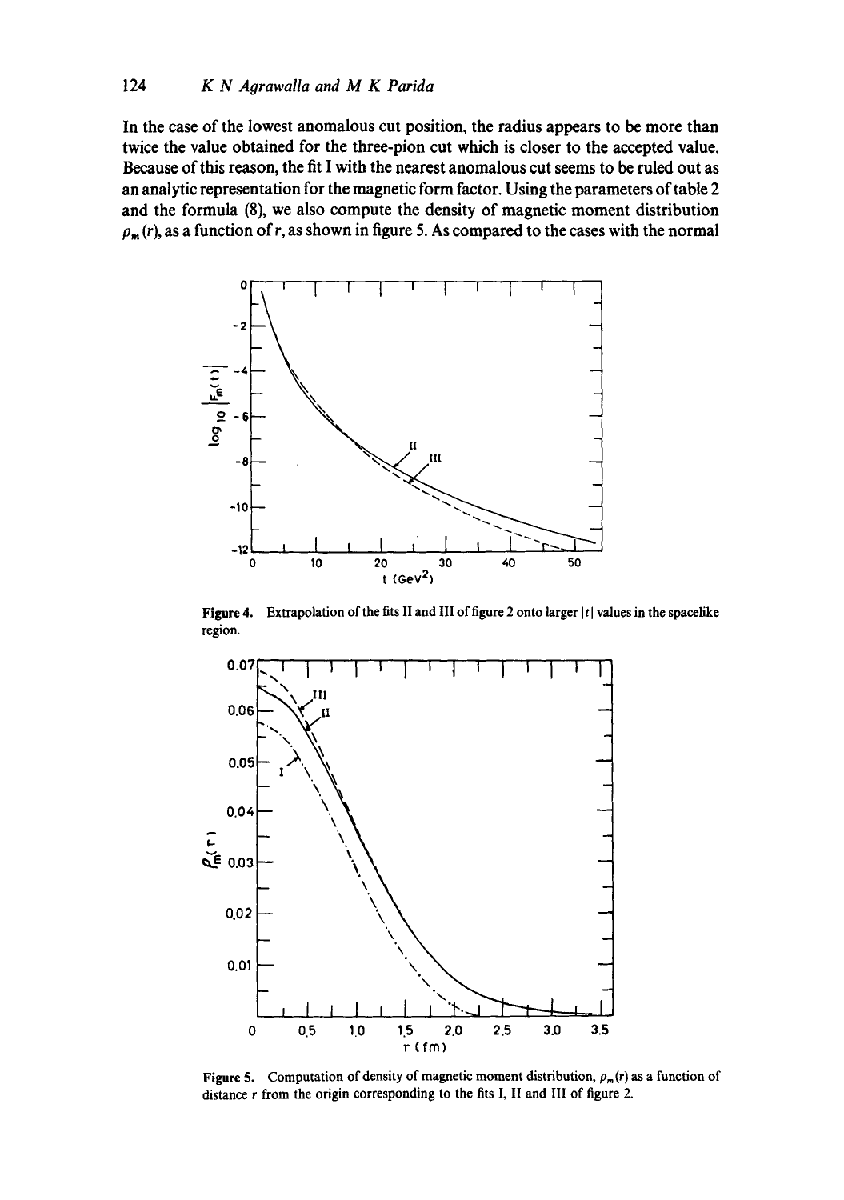In the case of the lowest anomalous cut position, the radius appears to be more than twice the value obtained for the three-pion cut which is closer to the accepted value. Because of this reason, the fit I with the nearest anomalous cut seems to be ruled out as an analytic representation for the magnetic form factor. Using the parameters of table 2 and the formula (8), we also compute the density of magnetic moment distribution $\rho_m(r)$, as a function of $r$, as shown in figure 5. As compared to the cases with the normal

**Figure 4.** Extrapolation of the fits II and III of figure 2 onto larger $|t|$ values in the spacelike region.

**Figure 5.** Computation of density of magnetic moment distribution, $\rho_m(r)$ as a function of distance $r$ from the origin corresponding to the fits I, II and III of figure 2.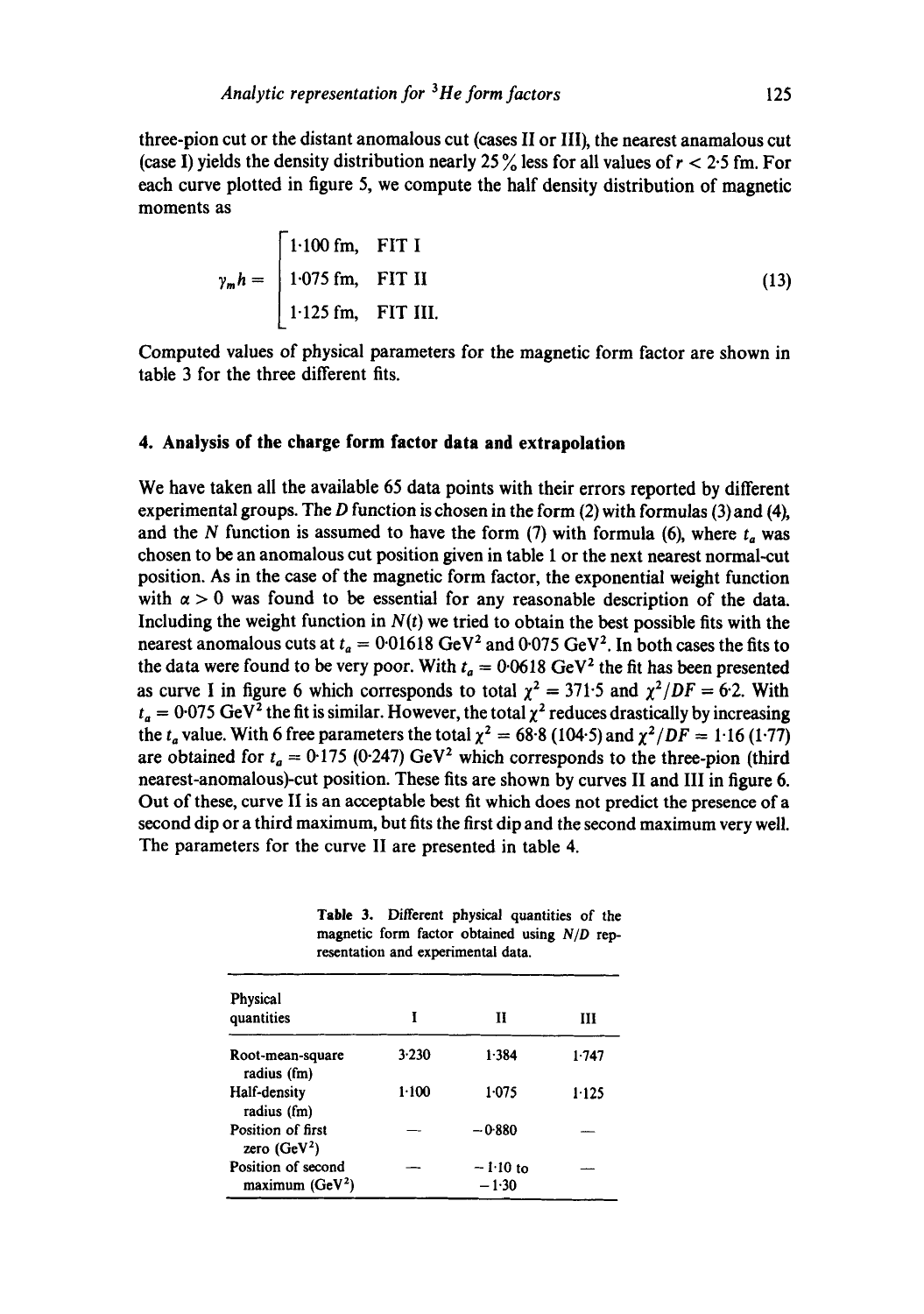three-pion cut or the distant anomalous cut (cases II or III), the nearest anamalous cut (case I) yields the density distribution nearly 25% less for all values of $r < 2.5$ fm. For each curve plotted in figure 5, we compute the half density distribution of magnetic moments as

$$\gamma_m h = \begin{cases} 1.100 \text{ fm}, & \text{FIT I} \\ 1.075 \text{ fm}, & \text{FIT II} \\ 1.125 \text{ fm}, & \text{FIT III.} \end{cases} \tag{13}$$

Computed values of physical parameters for the magnetic form factor are shown in table 3 for the three different fits.

## 4. Analysis of the charge form factor data and extrapolation

We have taken all the available 65 data points with their errors reported by different experimental groups. The $D$ function is chosen in the form (2) with formulas (3) and (4), and the $N$ function is assumed to have the form (7) with formula (6), where $t_a$ was chosen to be an anomalous cut position given in table 1 or the next nearest normal-cut position. As in the case of the magnetic form factor, the exponential weight function with $\alpha > 0$ was found to be essential for any reasonable description of the data. Including the weight function in $N(t)$ we tried to obtain the best possible fits with the nearest anomalous cuts at $t_a = 0.01618$ GeV$^2$ and $0.075$ GeV$^2$. In both cases the fits to the data were found to be very poor. With $t_a = 0.0618$ GeV$^2$ the fit has been presented as curve I in figure 6 which corresponds to total $\chi^2 = 371.5$ and $\chi^2/DF = 6.2$. With $t_a = 0.075$ GeV$^2$ the fit is similar. However, the total $\chi^2$ reduces drastically by increasing the $t_a$ value. With 6 free parameters the total $\chi^2 = 68.8$ (104.5) and $\chi^2/DF = 1.16$ (1.77) are obtained for $t_a = 0.175$ (0.247) GeV$^2$ which corresponds to the three-pion (third nearest-anomalous)-cut position. These fits are shown by curves II and III in figure 6. Out of these, curve II is an acceptable best fit which does not predict the presence of a second dip or a third maximum, but fits the first dip and the second maximum very well. The parameters for the curve II are presented in table 4.

**Table 3.** Different physical quantities of the magnetic form factor obtained using $N/D$ representation and experimental data.

| Physical quantities | I | II | III |
|---|---|---|---|
| Root-mean-square radius (fm) | 3.230 | 1.384 | 1.747 |
| Half-density radius (fm) | 1.100 | 1.075 | 1.125 |
| Position of first zero (GeV$^2$) | — | $-0.880$ | — |
| Position of second maximum (GeV$^2$) | — | $-1.10$ to $-1.30$ | — |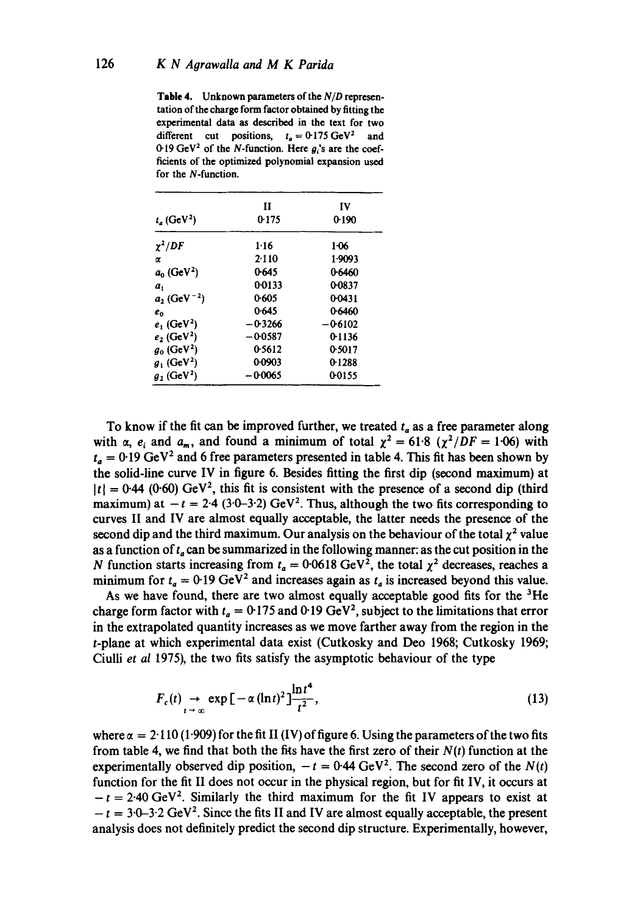**Table 4.** Unknown parameters of the $N/D$ representation of the charge form factor obtained by fitting the experimental data as described in the text for two different cut positions, $t_a = 0{\cdot}175\ \text{GeV}^2$ and $0{\cdot}19\ \text{GeV}^2$ of the $N$-function. Here $g_i$'s are the coefficients of the optimized polynomial expansion used for the $N$-function.

| | II | IV |
|---|---|---|
| $t_a$ (GeV$^2$) | 0·175 | 0·190 |
| $\chi^2/DF$ | 1·16 | 1·06 |
| $\alpha$ | 2·110 | 1·9093 |
| $a_0$ (GeV$^2$) | 0·645 | 0·6460 |
| $a_1$ | 0·0133 | 0·0837 |
| $a_2$ (GeV$^{-2}$) | 0·605 | 0·0431 |
| $e_0$ | 0·645 | 0·6460 |
| $e_1$ (GeV$^2$) | −0·3266 | −0·6102 |
| $e_2$ (GeV$^2$) | −0·0587 | 0·1136 |
| $g_0$ (GeV$^2$) | 0·5612 | 0·5017 |
| $g_1$ (GeV$^2$) | 0·0903 | 0·1288 |
| $g_2$ (GeV$^2$) | −0·0065 | 0·0155 |

To know if the fit can be improved further, we treated $t_a$ as a free parameter along with $\alpha$, $e_i$ and $a_m$, and found a minimum of total $\chi^2 = 61{\cdot}8$ ($\chi^2/DF = 1{\cdot}06$) with $t_a = 0{\cdot}19\ \text{GeV}^2$ and 6 free parameters presented in table 4. This fit has been shown by the solid-line curve IV in figure 6. Besides fitting the first dip (second maximum) at $|t| = 0{\cdot}44$ ($0{\cdot}60$) GeV$^2$, this fit is consistent with the presence of a second dip (third maximum) at $-t = 2{\cdot}4$ ($3{\cdot}0$–$3{\cdot}2$) GeV$^2$. Thus, although the two fits corresponding to curves II and IV are almost equally acceptable, the latter needs the presence of the second dip and the third maximum. Our analysis on the behaviour of the total $\chi^2$ value as a function of $t_a$ can be summarized in the following manner: as the cut position in the $N$ function starts increasing from $t_a = 0{\cdot}0618\ \text{GeV}^2$, the total $\chi^2$ decreases, reaches a minimum for $t_a = 0{\cdot}19\ \text{GeV}^2$ and increases again as $t_a$ is increased beyond this value.

As we have found, there are two almost equally acceptable good fits for the $^3$He charge form factor with $t_a = 0{\cdot}175$ and $0{\cdot}19\ \text{GeV}^2$, subject to the limitations that error in the extrapolated quantity increases as we move farther away from the region in the $t$-plane at which experimental data exist (Cutkosky and Deo 1968; Cutkosky 1969; Ciulli *et al* 1975), the two fits satisfy the asymptotic behaviour of the type

$$F_c(t) \underset{t \to \infty}{\to} \exp[-\alpha(\ln t)^2]\frac{\ln t^4}{t^2}, \tag{13}$$

where $\alpha = 2{\cdot}110$ ($1{\cdot}909$) for the fit II (IV) of figure 6. Using the parameters of the two fits from table 4, we find that both the fits have the first zero of their $N(t)$ function at the experimentally observed dip position, $-t = 0{\cdot}44\ \text{GeV}^2$. The second zero of the $N(t)$ function for the fit II does not occur in the physical region, but for fit IV, it occurs at $-t = 2{\cdot}40\ \text{GeV}^2$. Similarly the third maximum for the fit IV appears to exist at $-t = 3{\cdot}0$–$3{\cdot}2\ \text{GeV}^2$. Since the fits II and IV are almost equally acceptable, the present analysis does not definitely predict the second dip structure. Experimentally, however,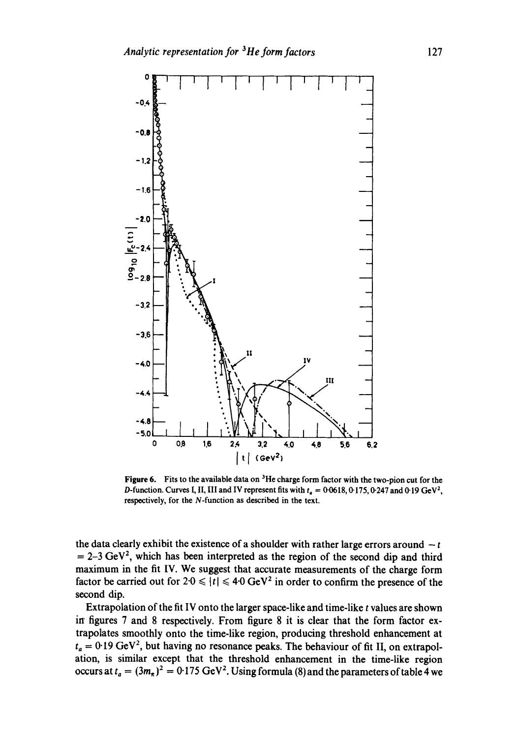Figure 6. Fits to the available data on $^3$He charge form factor with the two-pion cut for the $D$-function. Curves I, II, III and IV represent fits with $t_a = 0.0618, 0.175, 0.247$ and $0.19\ \text{GeV}^2$, respectively, for the $N$-function as described in the text.

the data clearly exhibit the existence of a shoulder with rather large errors around $-t = 2$–$3\ \text{GeV}^2$, which has been interpreted as the region of the second dip and third maximum in the fit IV. We suggest that accurate measurements of the charge form factor be carried out for $2.0 \leqslant |t| \leqslant 4.0\ \text{GeV}^2$ in order to confirm the presence of the second dip.

Extrapolation of the fit IV onto the larger space-like and time-like $t$ values are shown in figures 7 and 8 respectively. From figure 8 it is clear that the form factor extrapolates smoothly onto the time-like region, producing threshold enhancement at $t_a = 0.19\ \text{GeV}^2$, but having no resonance peaks. The behaviour of fit II, on extrapolation, is similar except that the threshold enhancement in the time-like region occurs at $t_a = (3m_\pi)^2 = 0.175\ \text{GeV}^2$. Using formula (8) and the parameters of table 4 we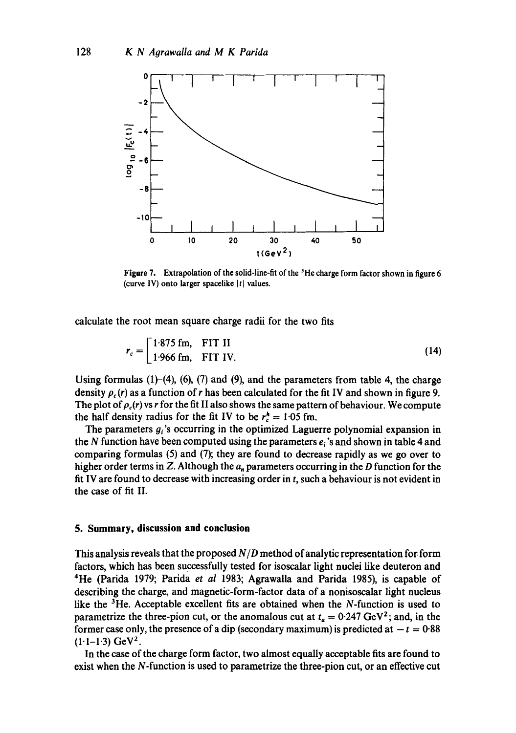Figure 7. Extrapolation of the solid-line-fit of the $^3$He charge form factor shown in figure 6 (curve IV) onto larger spacelike $|t|$ values.

calculate the root mean square charge radii for the two fits

$$r_c = \begin{bmatrix} 1\cdot875 \text{ fm}, & \text{FIT II} \\ 1\cdot966 \text{ fm}, & \text{FIT IV.} \end{bmatrix} \tag{14}$$

Using formulas (1)–(4), (6), (7) and (9), and the parameters from table 4, the charge density $\rho_c(r)$ as a function of $r$ has been calculated for the fit IV and shown in figure 9. The plot of $\rho_c(r)$ vs $r$ for the fit II also shows the same pattern of behaviour. We compute the half density radius for the fit IV to be $r_c^h = 1\cdot05$ fm.

The parameters $g_i$'s occurring in the optimized Laguerre polynomial expansion in the $N$ function have been computed using the parameters $e_i$'s and shown in table 4 and comparing formulas (5) and (7); they are found to decrease rapidly as we go over to higher order terms in $Z$. Although the $a_n$ parameters occurring in the $D$ function for the fit IV are found to decrease with increasing order in $t$, such a behaviour is not evident in the case of fit II.

## 5. Summary, discussion and conclusion

This analysis reveals that the proposed $N/D$ method of analytic representation for form factors, which has been successfully tested for isoscalar light nuclei like deuteron and $^4$He (Parida 1979; Parida *et al* 1983; Agrawalla and Parida 1985), is capable of describing the charge, and magnetic-form-factor data of a nonisoscalar light nucleus like the $^3$He. Acceptable excellent fits are obtained when the $N$-function is used to parametrize the three-pion cut, or the anomalous cut at $t_a = 0\cdot247$ GeV$^2$; and, in the former case only, the presence of a dip (secondary maximum) is predicted at $-t = 0\cdot88$ $(1\cdot1–1\cdot3)$ GeV$^2$.

In the case of the charge form factor, two almost equally acceptable fits are found to exist when the $N$-function is used to parametrize the three-pion cut, or an effective cut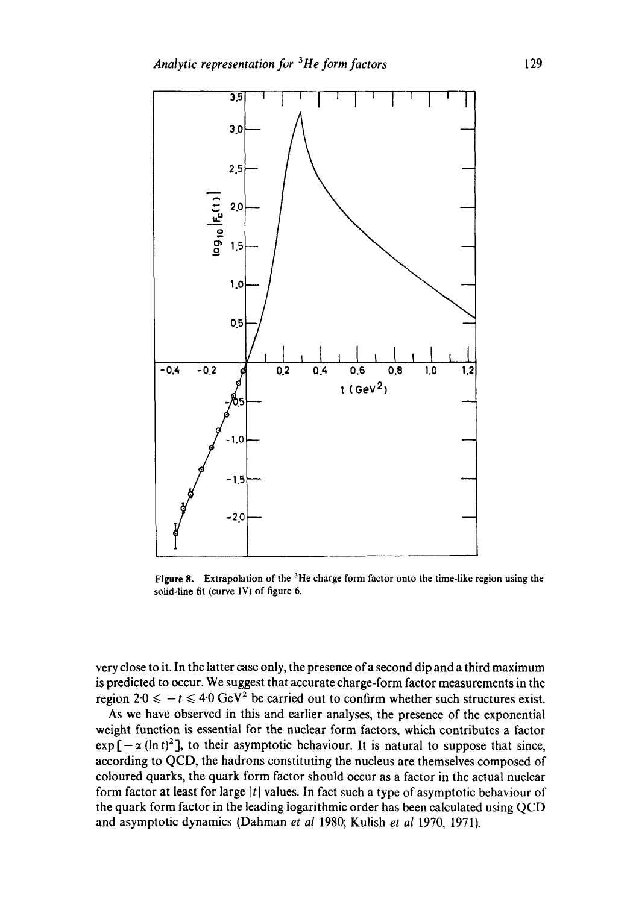Figure 8. Extrapolation of the $^3$He charge form factor onto the time-like region using the solid-line fit (curve IV) of figure 6.

very close to it. In the latter case only, the presence of a second dip and a third maximum is predicted to occur. We suggest that accurate charge-form factor measurements in the region $2{\cdot}0 \leqslant -t \leqslant 4{\cdot}0$ GeV$^2$ be carried out to confirm whether such structures exist.

As we have observed in this and earlier analyses, the presence of the exponential weight function is essential for the nuclear form factors, which contributes a factor $\exp[-\alpha (\ln t)^2]$, to their asymptotic behaviour. It is natural to suppose that since, according to QCD, the hadrons constituting the nucleus are themselves composed of coloured quarks, the quark form factor should occur as a factor in the actual nuclear form factor at least for large $|t|$ values. In fact such a type of asymptotic behaviour of the quark form factor in the leading logarithmic order has been calculated using QCD and asymptotic dynamics (Dahman *et al* 1980; Kulish *et al* 1970, 1971).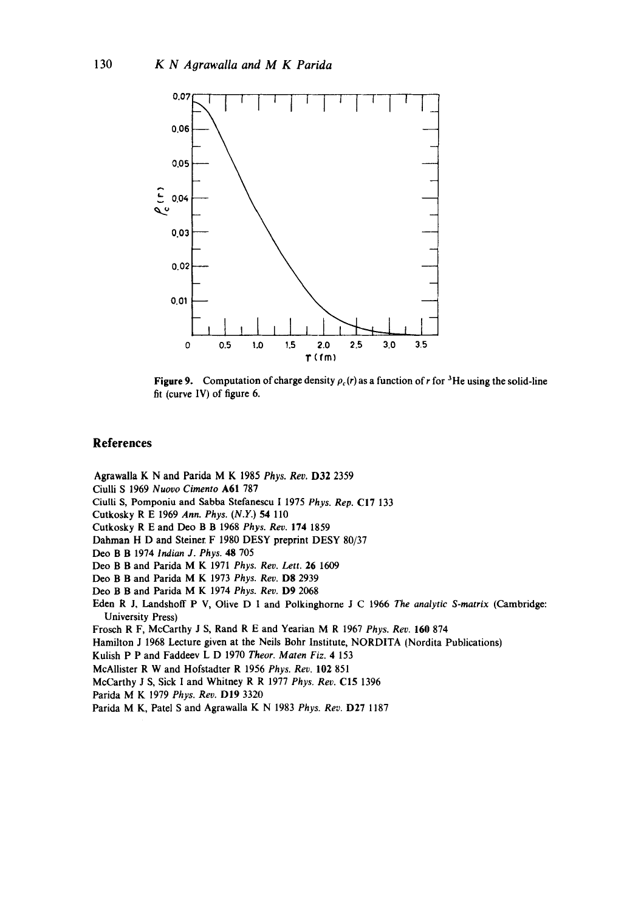0.07

0.06

0.05

$\rho_c(r)$ 0.04

0.03

0.02

0.01

0 0.5 1.0 1.5 2.0 2.5 3.0 3.5

r (fm)

**Figure 9.** Computation of charge density $\rho_c(r)$ as a function of $r$ for $^3$He using the solid-line fit (curve IV) of figure 6.

## References

Agrawalla K N and Parida M K 1985 *Phys. Rev.* **D32** 2359

Ciulli S 1969 *Nuovo Cimento* **A61** 787

Ciulli S, Pomponiu and Sabba Stefanescu I 1975 *Phys. Rep.* **C17** 133

Cutkosky R E 1969 *Ann. Phys. (N.Y.)* **54** 110

Cutkosky R E and Deo B B 1968 *Phys. Rev.* **174** 1859

Dahman H D and Steiner F 1980 DESY preprint DESY 80/37

Deo B B 1974 *Indian J. Phys.* **48** 705

Deo B B and Parida M K 1971 *Phys. Rev. Lett.* **26** 1609

Deo B B and Parida M K 1973 *Phys. Rev.* **D8** 2939

Deo B B and Parida M K 1974 *Phys. Rev.* **D9** 2068

Eden R J, Landshoff P V, Olive D I and Polkinghorne J C 1966 *The analytic S-matrix* (Cambridge: University Press)

Frosch R F, McCarthy J S, Rand R E and Yearian M R 1967 *Phys. Rev.* **160** 874

Hamilton J 1968 Lecture given at the Neils Bohr Institute, NORDITA (Nordita Publications)

Kulish P P and Faddeev L D 1970 *Theor. Maten Fiz.* **4** 153

McAllister R W and Hofstadter R 1956 *Phys. Rev.* **102** 851

McCarthy J S, Sick I and Whitney R R 1977 *Phys. Rev.* **C15** 1396

Parida M K 1979 *Phys. Rev.* **D19** 3320

Parida M K, Patel S and Agrawalla K N 1983 *Phys. Rev.* **D27** 1187